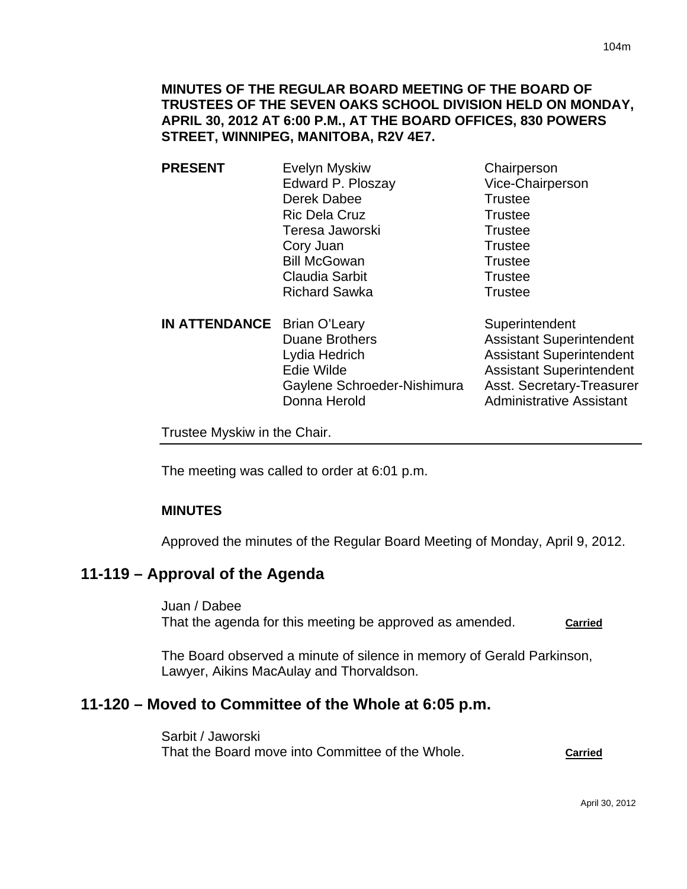**MINUTES OF THE REGULAR BOARD MEETING OF THE BOARD OF TRUSTEES OF THE SEVEN OAKS SCHOOL DIVISION HELD ON MONDAY, APRIL 30, 2012 AT 6:00 P.M., AT THE BOARD OFFICES, 830 POWERS STREET, WINNIPEG, MANITOBA, R2V 4E7.**

| | | |
|---|---|---|
| **PRESENT** | Evelyn Myskiw | Chairperson |
| | Edward P. Ploszay | Vice-Chairperson |
| | Derek Dabee | Trustee |
| | Ric Dela Cruz | Trustee |
| | Teresa Jaworski | Trustee |
| | Cory Juan | Trustee |
| | Bill McGowan | Trustee |
| | Claudia Sarbit | Trustee |
| | Richard Sawka | Trustee |
| **IN ATTENDANCE** | Brian O'Leary | Superintendent |
| | Duane Brothers | Assistant Superintendent |
| | Lydia Hedrich | Assistant Superintendent |
| | Edie Wilde | Assistant Superintendent |
| | Gaylene Schroeder-Nishimura | Asst. Secretary-Treasurer |
| | Donna Herold | Administrative Assistant |

Trustee Myskiw in the Chair.

The meeting was called to order at 6:01 p.m.

**MINUTES**

Approved the minutes of the Regular Board Meeting of Monday, April 9, 2012.

## 11-119 – Approval of the Agenda

Juan / Dabee
That the agenda for this meeting be approved as amended. **Carried**

The Board observed a minute of silence in memory of Gerald Parkinson, Lawyer, Aikins MacAulay and Thorvaldson.

## 11-120 – Moved to Committee of the Whole at 6:05 p.m.

Sarbit / Jaworski
That the Board move into Committee of the Whole. **Carried**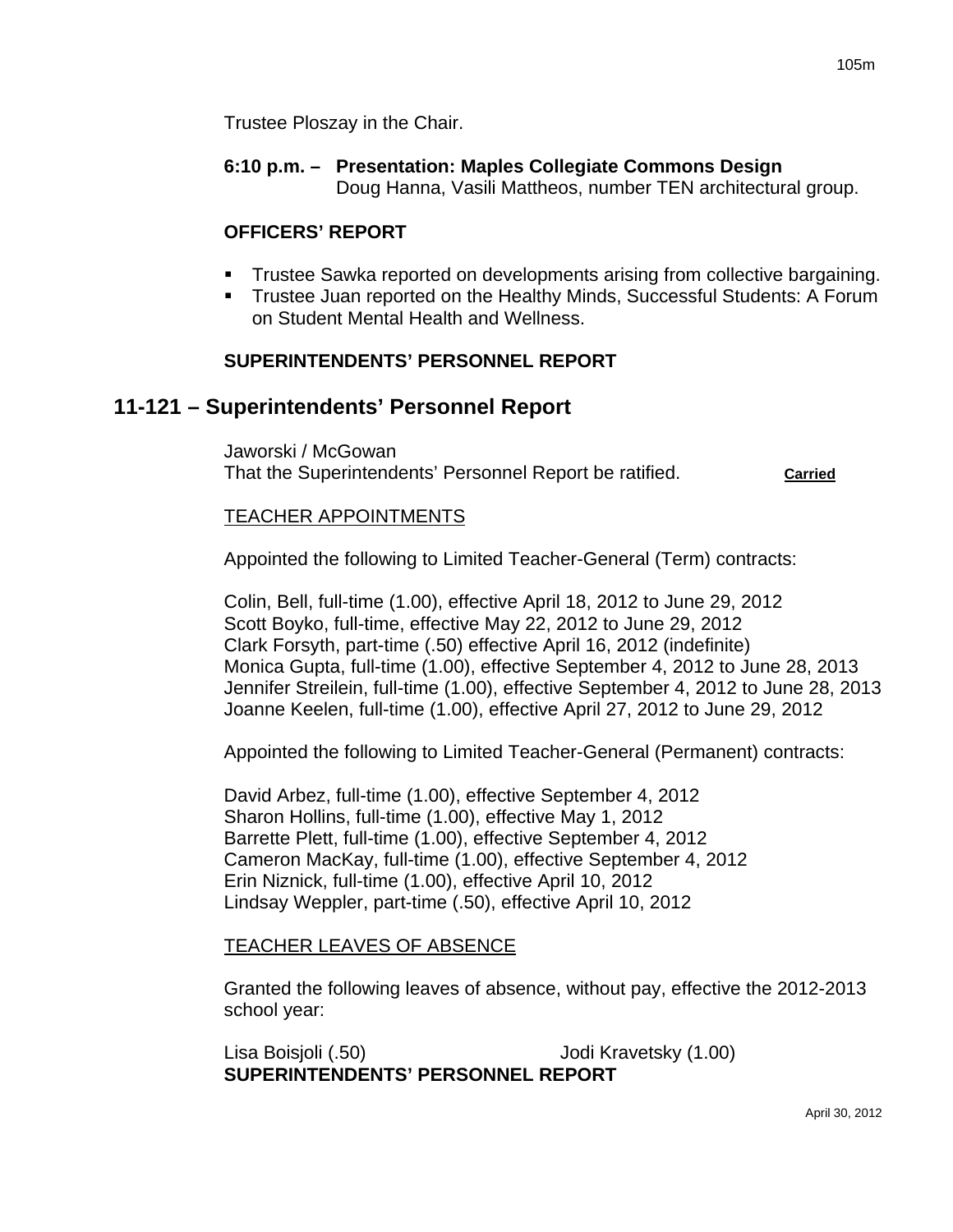Trustee Ploszay in the Chair.

**6:10 p.m. – Presentation: Maples Collegiate Commons Design**
Doug Hanna, Vasili Mattheos, number TEN architectural group.

**OFFICERS' REPORT**

- Trustee Sawka reported on developments arising from collective bargaining.
- Trustee Juan reported on the Healthy Minds, Successful Students: A Forum on Student Mental Health and Wellness.

**SUPERINTENDENTS' PERSONNEL REPORT**

## 11-121 – Superintendents' Personnel Report

Jaworski / McGowan
That the Superintendents' Personnel Report be ratified. **Carried**

TEACHER APPOINTMENTS

Appointed the following to Limited Teacher-General (Term) contracts:

Colin, Bell, full-time (1.00), effective April 18, 2012 to June 29, 2012
Scott Boyko, full-time, effective May 22, 2012 to June 29, 2012
Clark Forsyth, part-time (.50) effective April 16, 2012 (indefinite)
Monica Gupta, full-time (1.00), effective September 4, 2012 to June 28, 2013
Jennifer Streilein, full-time (1.00), effective September 4, 2012 to June 28, 2013
Joanne Keelen, full-time (1.00), effective April 27, 2012 to June 29, 2012

Appointed the following to Limited Teacher-General (Permanent) contracts:

David Arbez, full-time (1.00), effective September 4, 2012
Sharon Hollins, full-time (1.00), effective May 1, 2012
Barrette Plett, full-time (1.00), effective September 4, 2012
Cameron MacKay, full-time (1.00), effective September 4, 2012
Erin Niznick, full-time (1.00), effective April 10, 2012
Lindsay Weppler, part-time (.50), effective April 10, 2012

TEACHER LEAVES OF ABSENCE

Granted the following leaves of absence, without pay, effective the 2012-2013 school year:

Lisa Boisjoli (.50) Jodi Kravetsky (1.00)

**SUPERINTENDENTS' PERSONNEL REPORT**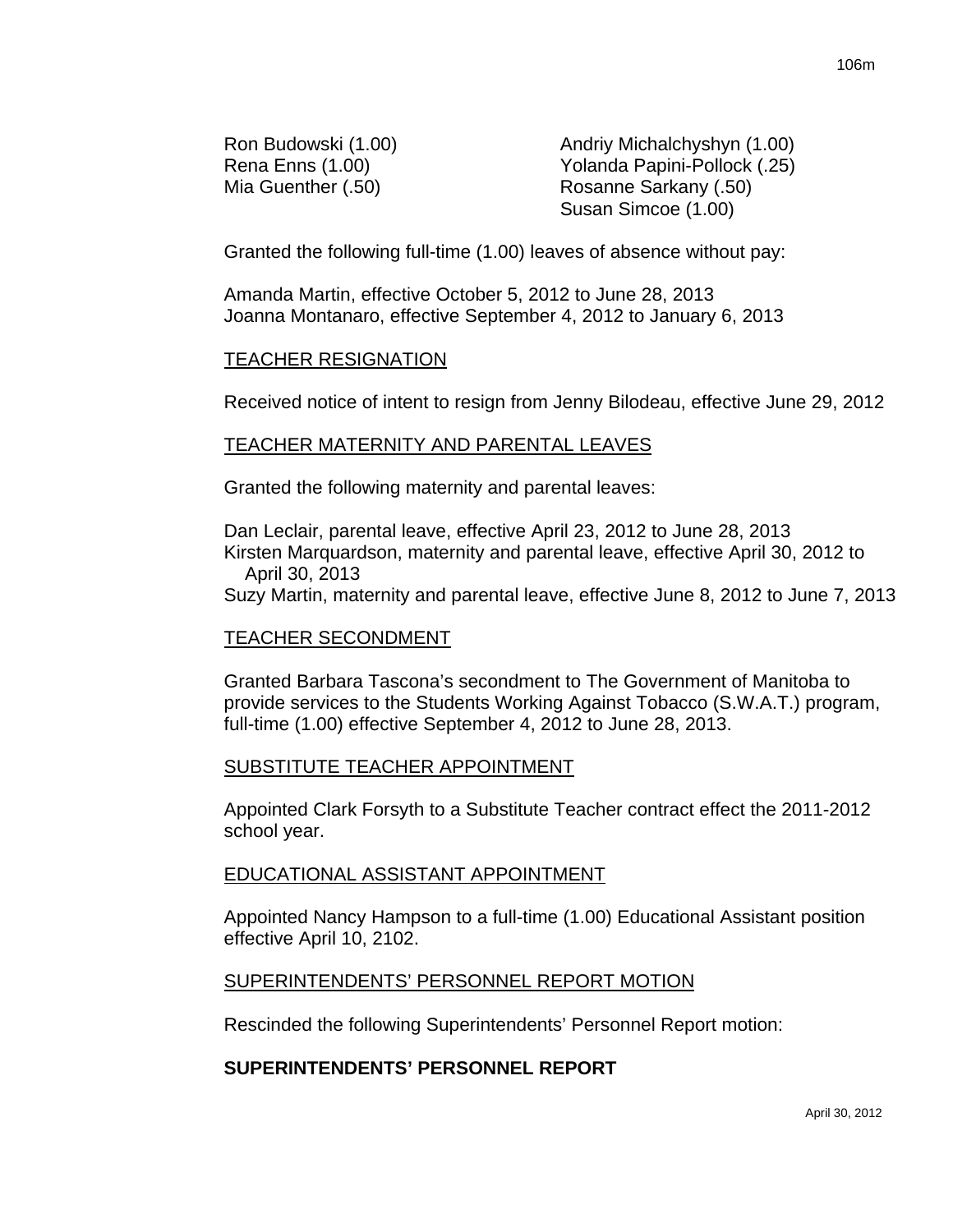Ron Budowski (1.00)
Rena Enns (1.00)
Mia Guenther (.50)
Andriy Michalchyshyn (1.00)
Yolanda Papini-Pollock (.25)
Rosanne Sarkany (.50)
Susan Simcoe (1.00)

Granted the following full-time (1.00) leaves of absence without pay:

Amanda Martin, effective October 5, 2012 to June 28, 2013
Joanna Montanaro, effective September 4, 2012 to January 6, 2013

TEACHER RESIGNATION

Received notice of intent to resign from Jenny Bilodeau, effective June 29, 2012

TEACHER MATERNITY AND PARENTAL LEAVES

Granted the following maternity and parental leaves:

Dan Leclair, parental leave, effective April 23, 2012 to June 28, 2013
Kirsten Marquardson, maternity and parental leave, effective April 30, 2012 to April 30, 2013
Suzy Martin, maternity and parental leave, effective June 8, 2012 to June 7, 2013

TEACHER SECONDMENT

Granted Barbara Tascona's secondment to The Government of Manitoba to provide services to the Students Working Against Tobacco (S.W.A.T.) program, full-time (1.00) effective September 4, 2012 to June 28, 2013.

SUBSTITUTE TEACHER APPOINTMENT

Appointed Clark Forsyth to a Substitute Teacher contract effect the 2011-2012 school year.

EDUCATIONAL ASSISTANT APPOINTMENT

Appointed Nancy Hampson to a full-time (1.00) Educational Assistant position effective April 10, 2102.

SUPERINTENDENTS' PERSONNEL REPORT MOTION

Rescinded the following Superintendents' Personnel Report motion:

**SUPERINTENDENTS' PERSONNEL REPORT**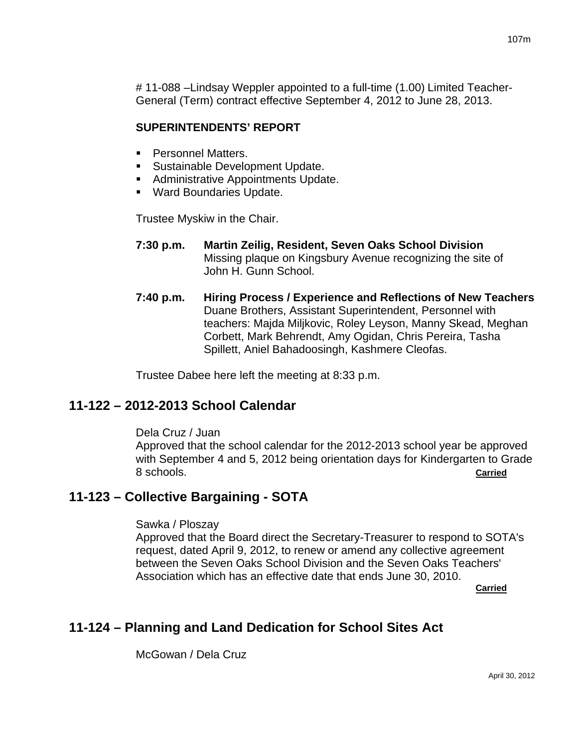# 11-088 –Lindsay Weppler appointed to a full-time (1.00) Limited Teacher-General (Term) contract effective September 4, 2012 to June 28, 2013.

**SUPERINTENDENTS' REPORT**

- Personnel Matters.
- Sustainable Development Update.
- Administrative Appointments Update.
- Ward Boundaries Update.

Trustee Myskiw in the Chair.

**7:30 p.m.** **Martin Zeilig, Resident, Seven Oaks School Division**
Missing plaque on Kingsbury Avenue recognizing the site of John H. Gunn School.

**7:40 p.m.** **Hiring Process / Experience and Reflections of New Teachers**
Duane Brothers, Assistant Superintendent, Personnel with teachers: Majda Miljkovic, Roley Leyson, Manny Skead, Meghan Corbett, Mark Behrendt, Amy Ogidan, Chris Pereira, Tasha Spillett, Aniel Bahadoosingh, Kashmere Cleofas.

Trustee Dabee here left the meeting at 8:33 p.m.

## 11-122 – 2012-2013 School Calendar

Dela Cruz / Juan
Approved that the school calendar for the 2012-2013 school year be approved with September 4 and 5, 2012 being orientation days for Kindergarten to Grade 8 schools. **Carried**

## 11-123 – Collective Bargaining - SOTA

Sawka / Ploszay
Approved that the Board direct the Secretary-Treasurer to respond to SOTA's request, dated April 9, 2012, to renew or amend any collective agreement between the Seven Oaks School Division and the Seven Oaks Teachers' Association which has an effective date that ends June 30, 2010.
**Carried**

## 11-124 – Planning and Land Dedication for School Sites Act

McGowan / Dela Cruz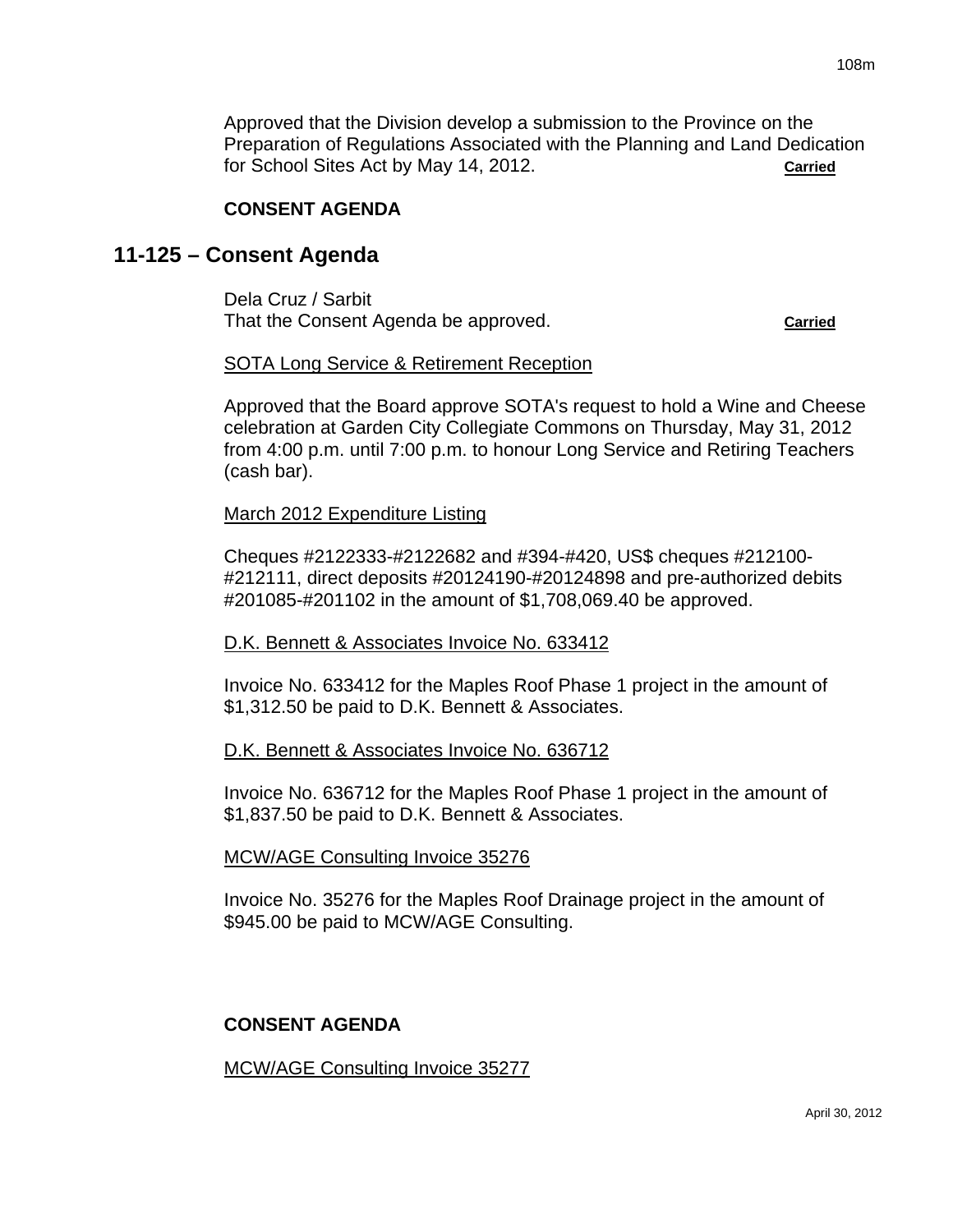Approved that the Division develop a submission to the Province on the Preparation of Regulations Associated with the Planning and Land Dedication for School Sites Act by May 14, 2012. **Carried**

**CONSENT AGENDA**

## 11-125 – Consent Agenda

Dela Cruz / Sarbit
That the Consent Agenda be approved. **Carried**

SOTA Long Service & Retirement Reception

Approved that the Board approve SOTA's request to hold a Wine and Cheese celebration at Garden City Collegiate Commons on Thursday, May 31, 2012 from 4:00 p.m. until 7:00 p.m. to honour Long Service and Retiring Teachers (cash bar).

March 2012 Expenditure Listing

Cheques #2122333-#2122682 and #394-#420, US$ cheques #212100-#212111, direct deposits #20124190-#20124898 and pre-authorized debits #201085-#201102 in the amount of $1,708,069.40 be approved.

D.K. Bennett & Associates Invoice No. 633412

Invoice No. 633412 for the Maples Roof Phase 1 project in the amount of $1,312.50 be paid to D.K. Bennett & Associates.

D.K. Bennett & Associates Invoice No. 636712

Invoice No. 636712 for the Maples Roof Phase 1 project in the amount of $1,837.50 be paid to D.K. Bennett & Associates.

MCW/AGE Consulting Invoice 35276

Invoice No. 35276 for the Maples Roof Drainage project in the amount of $945.00 be paid to MCW/AGE Consulting.

**CONSENT AGENDA**

MCW/AGE Consulting Invoice 35277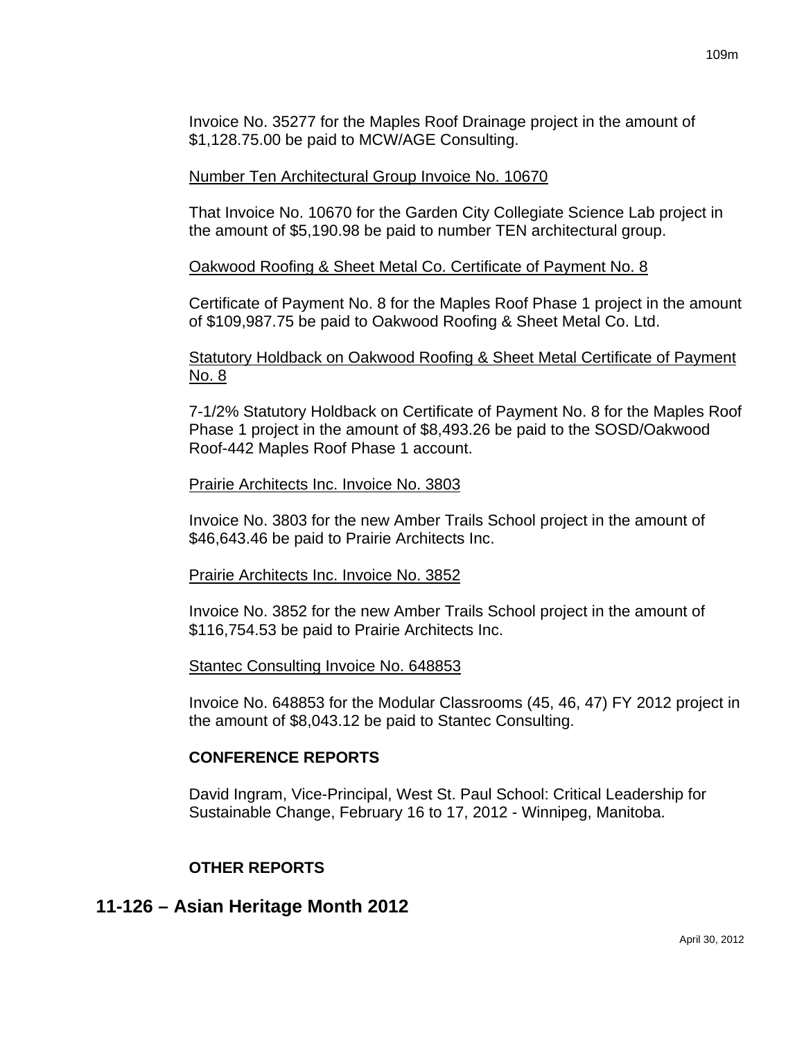Invoice No. 35277 for the Maples Roof Drainage project in the amount of $1,128.75.00 be paid to MCW/AGE Consulting.

Number Ten Architectural Group Invoice No. 10670

That Invoice No. 10670 for the Garden City Collegiate Science Lab project in the amount of $5,190.98 be paid to number TEN architectural group.

Oakwood Roofing & Sheet Metal Co. Certificate of Payment No. 8

Certificate of Payment No. 8 for the Maples Roof Phase 1 project in the amount of $109,987.75 be paid to Oakwood Roofing & Sheet Metal Co. Ltd.

Statutory Holdback on Oakwood Roofing & Sheet Metal Certificate of Payment No. 8

7-1/2% Statutory Holdback on Certificate of Payment No. 8 for the Maples Roof Phase 1 project in the amount of $8,493.26 be paid to the SOSD/Oakwood Roof-442 Maples Roof Phase 1 account.

Prairie Architects Inc. Invoice No. 3803

Invoice No. 3803 for the new Amber Trails School project in the amount of $46,643.46 be paid to Prairie Architects Inc.

Prairie Architects Inc. Invoice No. 3852

Invoice No. 3852 for the new Amber Trails School project in the amount of $116,754.53 be paid to Prairie Architects Inc.

Stantec Consulting Invoice No. 648853

Invoice No. 648853 for the Modular Classrooms (45, 46, 47) FY 2012 project in the amount of $8,043.12 be paid to Stantec Consulting.

**CONFERENCE REPORTS**

David Ingram, Vice-Principal, West St. Paul School: Critical Leadership for Sustainable Change, February 16 to 17, 2012 - Winnipeg, Manitoba.

**OTHER REPORTS**

## 11-126 – Asian Heritage Month 2012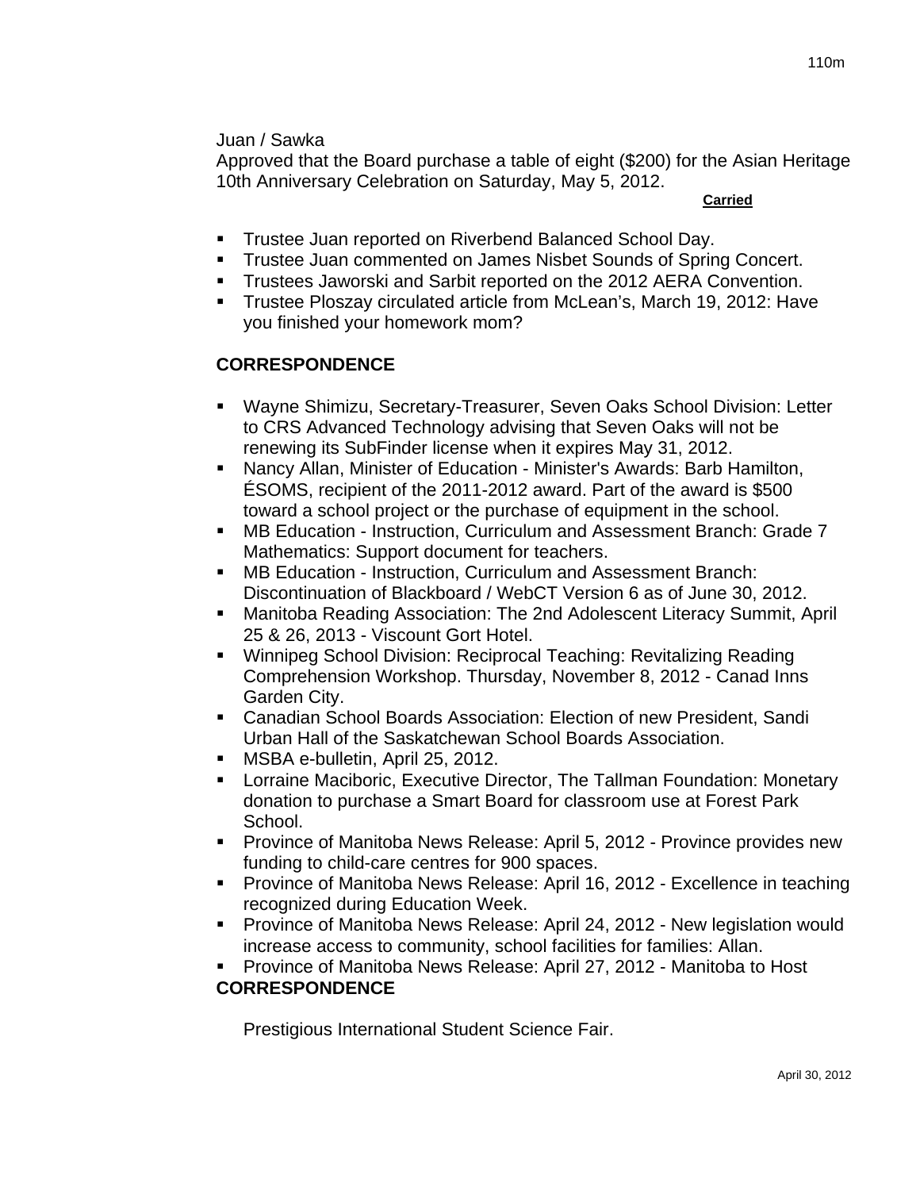Juan / Sawka
Approved that the Board purchase a table of eight ($200) for the Asian Heritage 10th Anniversary Celebration on Saturday, May 5, 2012.

**Carried**

- Trustee Juan reported on Riverbend Balanced School Day.
- Trustee Juan commented on James Nisbet Sounds of Spring Concert.
- Trustees Jaworski and Sarbit reported on the 2012 AERA Convention.
- Trustee Ploszay circulated article from McLean's, March 19, 2012: Have you finished your homework mom?

## CORRESPONDENCE

- Wayne Shimizu, Secretary-Treasurer, Seven Oaks School Division: Letter to CRS Advanced Technology advising that Seven Oaks will not be renewing its SubFinder license when it expires May 31, 2012.
- Nancy Allan, Minister of Education - Minister's Awards: Barb Hamilton, ÉSOMS, recipient of the 2011-2012 award. Part of the award is $500 toward a school project or the purchase of equipment in the school.
- MB Education - Instruction, Curriculum and Assessment Branch: Grade 7 Mathematics: Support document for teachers.
- MB Education - Instruction, Curriculum and Assessment Branch: Discontinuation of Blackboard / WebCT Version 6 as of June 30, 2012.
- Manitoba Reading Association: The 2nd Adolescent Literacy Summit, April 25 & 26, 2013 - Viscount Gort Hotel.
- Winnipeg School Division: Reciprocal Teaching: Revitalizing Reading Comprehension Workshop. Thursday, November 8, 2012 - Canad Inns Garden City.
- Canadian School Boards Association: Election of new President, Sandi Urban Hall of the Saskatchewan School Boards Association.
- MSBA e-bulletin, April 25, 2012.
- Lorraine Maciboric, Executive Director, The Tallman Foundation: Monetary donation to purchase a Smart Board for classroom use at Forest Park School.
- Province of Manitoba News Release: April 5, 2012 - Province provides new funding to child-care centres for 900 spaces.
- Province of Manitoba News Release: April 16, 2012 - Excellence in teaching recognized during Education Week.
- Province of Manitoba News Release: April 24, 2012 - New legislation would increase access to community, school facilities for families: Allan.
- Province of Manitoba News Release: April 27, 2012 - Manitoba to Host Prestigious International Student Science Fair.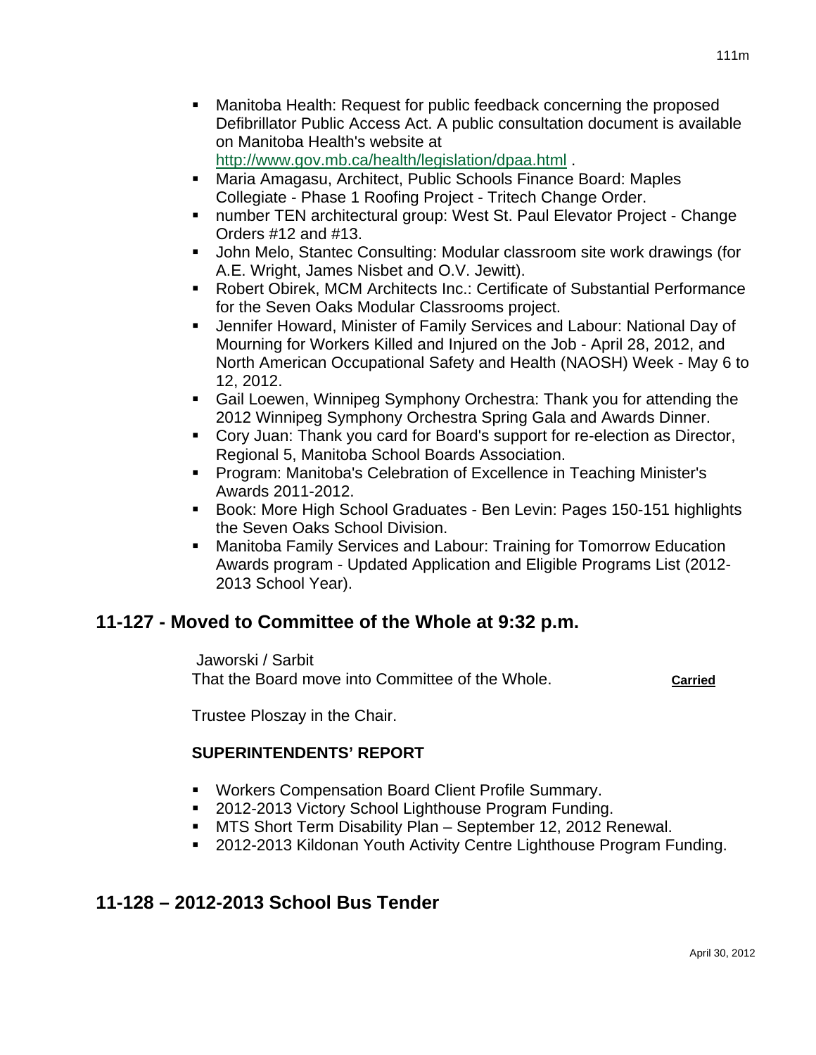- Manitoba Health: Request for public feedback concerning the proposed Defibrillator Public Access Act. A public consultation document is available on Manitoba Health's website at http://www.gov.mb.ca/health/legislation/dpaa.html .
- Maria Amagasu, Architect, Public Schools Finance Board: Maples Collegiate - Phase 1 Roofing Project - Tritech Change Order.
- number TEN architectural group: West St. Paul Elevator Project - Change Orders #12 and #13.
- John Melo, Stantec Consulting: Modular classroom site work drawings (for A.E. Wright, James Nisbet and O.V. Jewitt).
- Robert Obirek, MCM Architects Inc.: Certificate of Substantial Performance for the Seven Oaks Modular Classrooms project.
- Jennifer Howard, Minister of Family Services and Labour: National Day of Mourning for Workers Killed and Injured on the Job - April 28, 2012, and North American Occupational Safety and Health (NAOSH) Week - May 6 to 12, 2012.
- Gail Loewen, Winnipeg Symphony Orchestra: Thank you for attending the 2012 Winnipeg Symphony Orchestra Spring Gala and Awards Dinner.
- Cory Juan: Thank you card for Board's support for re-election as Director, Regional 5, Manitoba School Boards Association.
- Program: Manitoba's Celebration of Excellence in Teaching Minister's Awards 2011-2012.
- Book: More High School Graduates - Ben Levin: Pages 150-151 highlights the Seven Oaks School Division.
- Manitoba Family Services and Labour: Training for Tomorrow Education Awards program - Updated Application and Eligible Programs List (2012-2013 School Year).

## 11-127 - Moved to Committee of the Whole at 9:32 p.m.

Jaworski / Sarbit
That the Board move into Committee of the Whole. **Carried**

Trustee Ploszay in the Chair.

**SUPERINTENDENTS' REPORT**

- Workers Compensation Board Client Profile Summary.
- 2012-2013 Victory School Lighthouse Program Funding.
- MTS Short Term Disability Plan – September 12, 2012 Renewal.
- 2012-2013 Kildonan Youth Activity Centre Lighthouse Program Funding.

## 11-128 – 2012-2013 School Bus Tender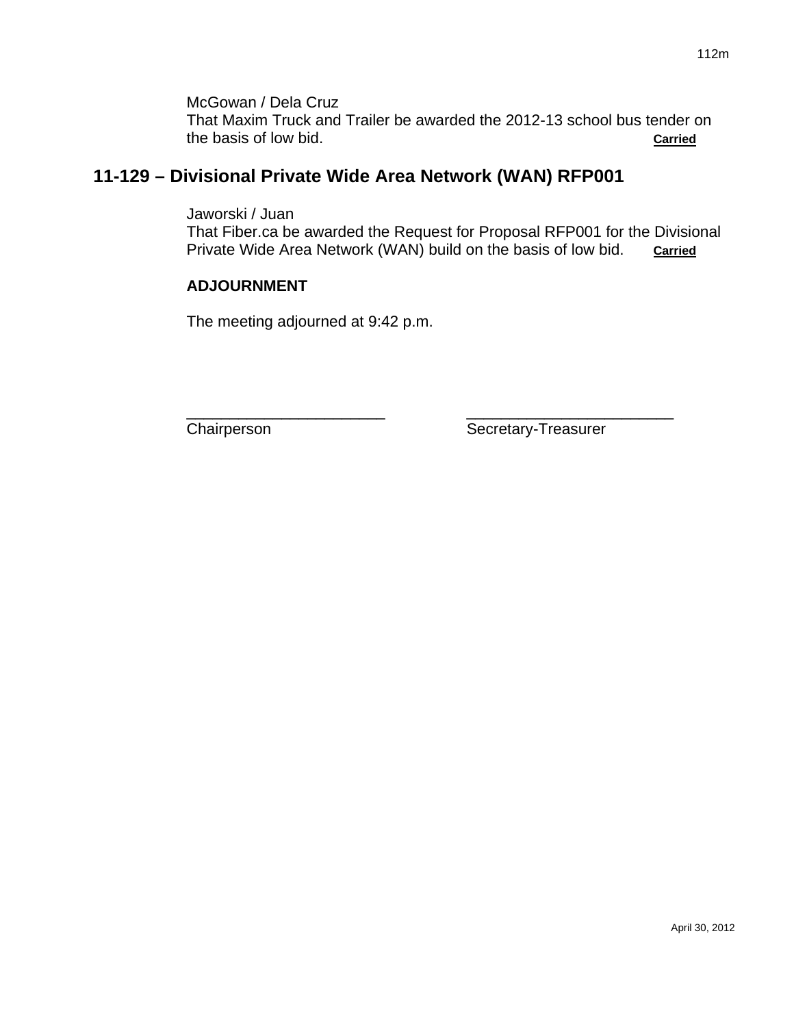McGowan / Dela Cruz
That Maxim Truck and Trailer be awarded the 2012-13 school bus tender on the basis of low bid. **Carried**

## 11-129 – Divisional Private Wide Area Network (WAN) RFP001

Jaworski / Juan
That Fiber.ca be awarded the Request for Proposal RFP001 for the Divisional Private Wide Area Network (WAN) build on the basis of low bid. **Carried**

**ADJOURNMENT**

The meeting adjourned at 9:42 p.m.

_______________________ _______________________
Chairperson Secretary-Treasurer